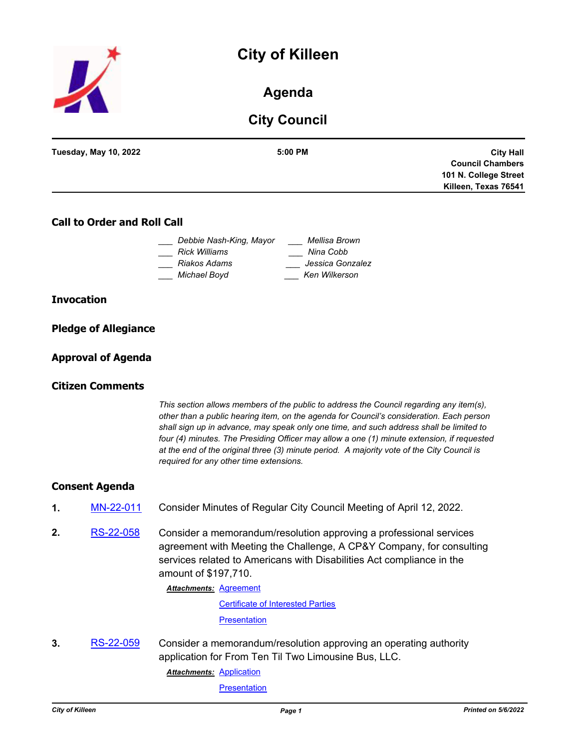# City of Killeen

## Agenda

## City Council

**Tuesday, May 10, 2022** | **5:00 PM** | **City Hall Council Chambers 101 N. College Street Killeen, Texas 76541**

### Call to Order and Roll Call

___ *Debbie Nash-King, Mayor*
___ *Rick Williams*
___ *Riakos Adams*
___ *Michael Boyd*
___ *Mellisa Brown*
___ *Nina Cobb*
___ *Jessica Gonzalez*
___ *Ken Wilkerson*

### Invocation

### Pledge of Allegiance

### Approval of Agenda

### Citizen Comments

*This section allows members of the public to address the Council regarding any item(s), other than a public hearing item, on the agenda for Council's consideration. Each person shall sign up in advance, may speak only one time, and such address shall be limited to four (4) minutes. The Presiding Officer may allow a one (1) minute extension, if requested at the end of the original three (3) minute period. A majority vote of the City Council is required for any other time extensions.*

### Consent Agenda

**1.** MN-22-011 Consider Minutes of Regular City Council Meeting of April 12, 2022.

**2.** RS-22-058 Consider a memorandum/resolution approving a professional services agreement with Meeting the Challenge, A CP&Y Company, for consulting services related to Americans with Disabilities Act compliance in the amount of $197,710.

***Attachments:*** Agreement
Certificate of Interested Parties
Presentation

**3.** RS-22-059 Consider a memorandum/resolution approving an operating authority application for From Ten Til Two Limousine Bus, LLC.

***Attachments:*** Application
Presentation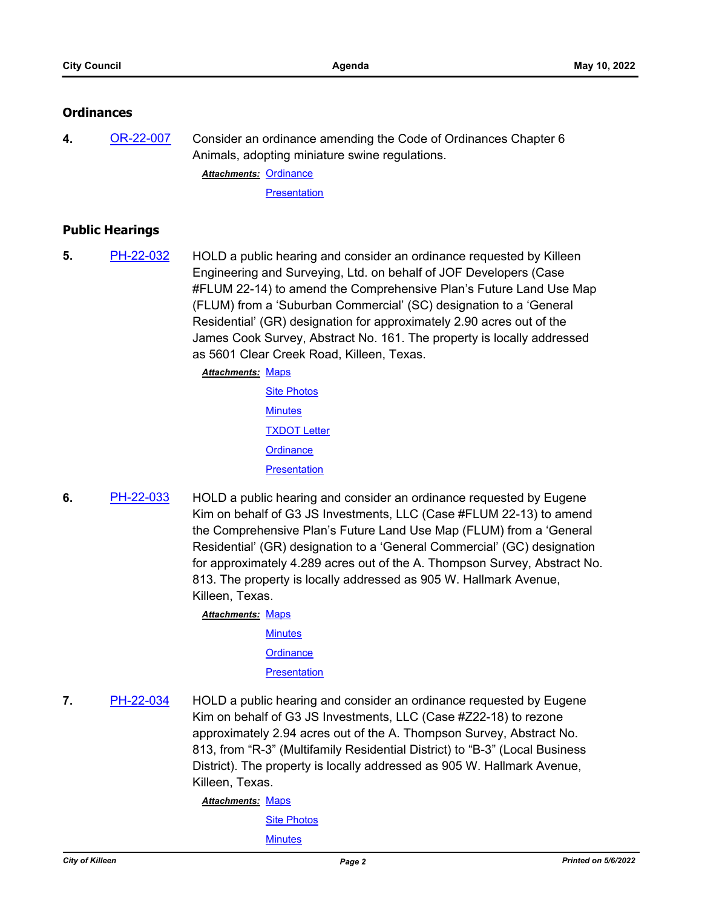## Ordinances

**4.** [OR-22-007] Consider an ordinance amending the Code of Ordinances Chapter 6 Animals, adopting miniature swine regulations.

***Attachments:*** Ordinance
Presentation

## Public Hearings

**5.** [PH-22-032] HOLD a public hearing and consider an ordinance requested by Killeen Engineering and Surveying, Ltd. on behalf of JOF Developers (Case #FLUM 22-14) to amend the Comprehensive Plan's Future Land Use Map (FLUM) from a 'Suburban Commercial' (SC) designation to a 'General Residential' (GR) designation for approximately 2.90 acres out of the James Cook Survey, Abstract No. 161. The property is locally addressed as 5601 Clear Creek Road, Killeen, Texas.

***Attachments:*** Maps
Site Photos
Minutes
TXDOT Letter
Ordinance
Presentation

**6.** [PH-22-033] HOLD a public hearing and consider an ordinance requested by Eugene Kim on behalf of G3 JS Investments, LLC (Case #FLUM 22-13) to amend the Comprehensive Plan's Future Land Use Map (FLUM) from a 'General Residential' (GR) designation to a 'General Commercial' (GC) designation for approximately 4.289 acres out of the A. Thompson Survey, Abstract No. 813. The property is locally addressed as 905 W. Hallmark Avenue, Killeen, Texas.

***Attachments:*** Maps
Minutes
Ordinance
Presentation

**7.** [PH-22-034] HOLD a public hearing and consider an ordinance requested by Eugene Kim on behalf of G3 JS Investments, LLC (Case #Z22-18) to rezone approximately 2.94 acres out of the A. Thompson Survey, Abstract No. 813, from "R-3" (Multifamily Residential District) to "B-3" (Local Business District). The property is locally addressed as 905 W. Hallmark Avenue, Killeen, Texas.

***Attachments:*** Maps
Site Photos
Minutes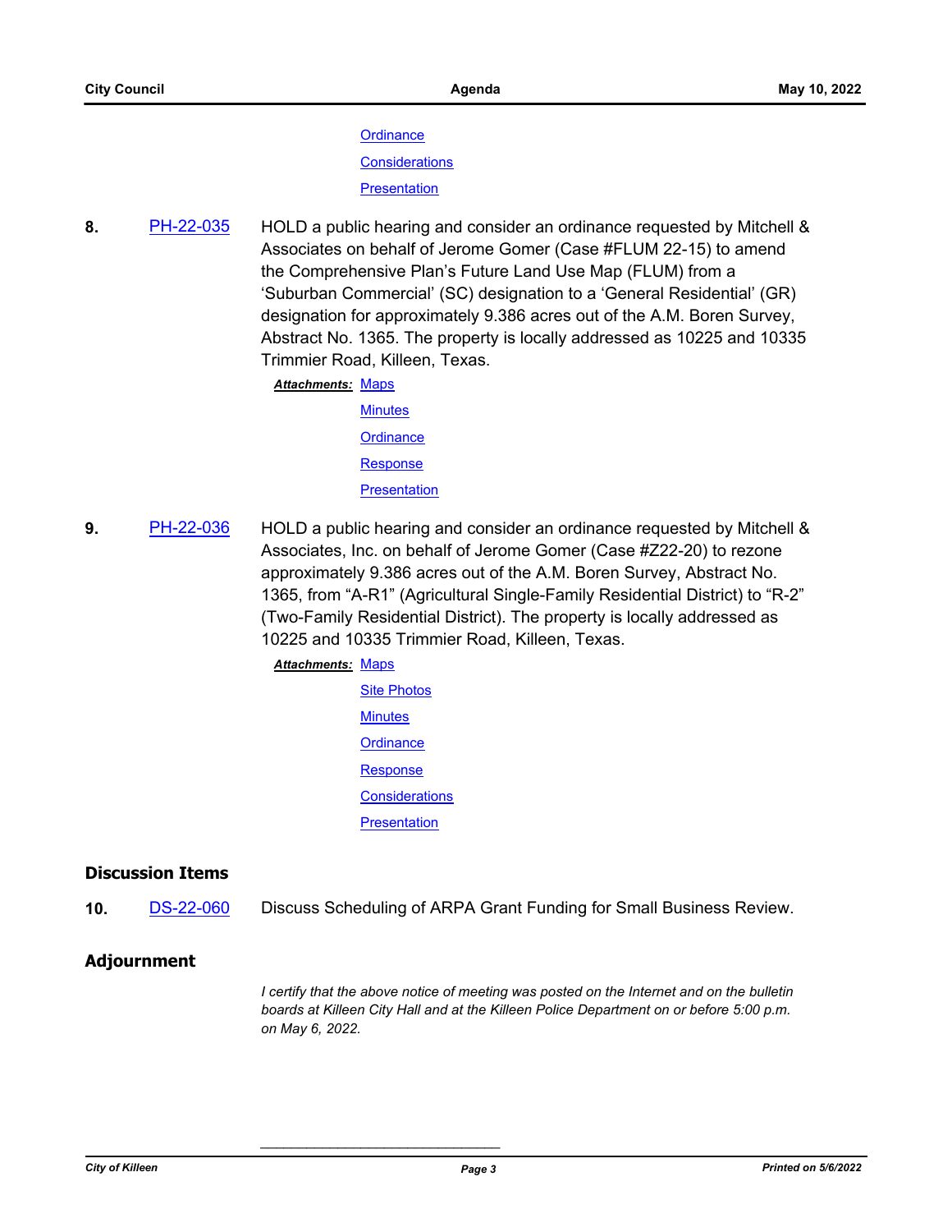Ordinance

Considerations

Presentation

**8.** PH-22-035 HOLD a public hearing and consider an ordinance requested by Mitchell & Associates on behalf of Jerome Gomer (Case #FLUM 22-15) to amend the Comprehensive Plan's Future Land Use Map (FLUM) from a 'Suburban Commercial' (SC) designation to a 'General Residential' (GR) designation for approximately 9.386 acres out of the A.M. Boren Survey, Abstract No. 1365. The property is locally addressed as 10225 and 10335 Trimmier Road, Killeen, Texas.

***Attachments:*** Maps

Minutes

Ordinance

Response

Presentation

**9.** PH-22-036 HOLD a public hearing and consider an ordinance requested by Mitchell & Associates, Inc. on behalf of Jerome Gomer (Case #Z22-20) to rezone approximately 9.386 acres out of the A.M. Boren Survey, Abstract No. 1365, from "A-R1" (Agricultural Single-Family Residential District) to "R-2" (Two-Family Residential District). The property is locally addressed as 10225 and 10335 Trimmier Road, Killeen, Texas.

***Attachments:*** Maps

Site Photos

Minutes

Ordinance

Response

Considerations

Presentation

## Discussion Items

**10.** DS-22-060 Discuss Scheduling of ARPA Grant Funding for Small Business Review.

## Adjournment

*I certify that the above notice of meeting was posted on the Internet and on the bulletin boards at Killeen City Hall and at the Killeen Police Department on or before 5:00 p.m. on May 6, 2022.*

\_\_\_\_\_\_\_\_\_\_\_\_\_\_\_\_\_\_\_\_\_\_\_\_\_\_\_\_\_\_\_\_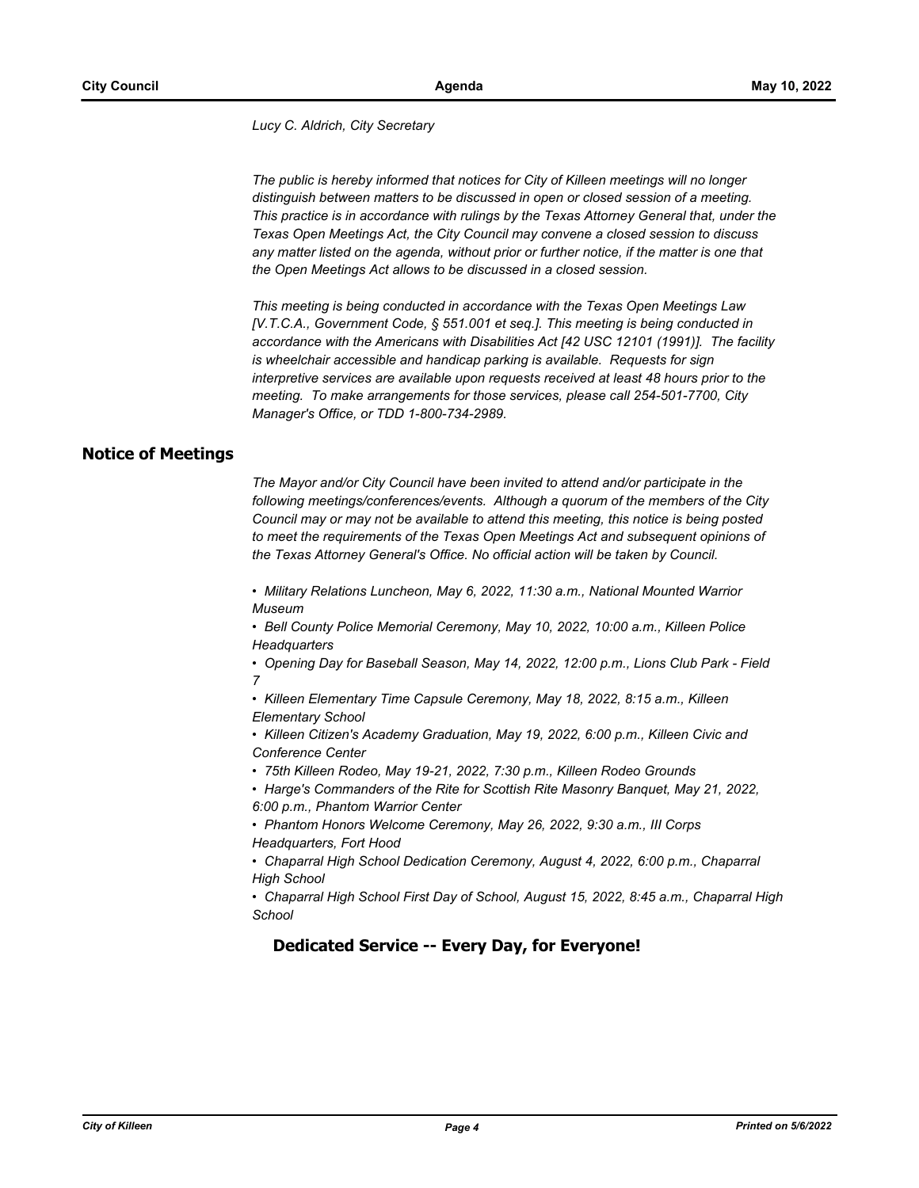*Lucy C. Aldrich, City Secretary*

*The public is hereby informed that notices for City of Killeen meetings will no longer distinguish between matters to be discussed in open or closed session of a meeting. This practice is in accordance with rulings by the Texas Attorney General that, under the Texas Open Meetings Act, the City Council may convene a closed session to discuss any matter listed on the agenda, without prior or further notice, if the matter is one that the Open Meetings Act allows to be discussed in a closed session.*

*This meeting is being conducted in accordance with the Texas Open Meetings Law [V.T.C.A., Government Code, § 551.001 et seq.]. This meeting is being conducted in accordance with the Americans with Disabilities Act [42 USC 12101 (1991)]. The facility is wheelchair accessible and handicap parking is available. Requests for sign interpretive services are available upon requests received at least 48 hours prior to the meeting. To make arrangements for those services, please call 254-501-7700, City Manager's Office, or TDD 1-800-734-2989.*

## Notice of Meetings

*The Mayor and/or City Council have been invited to attend and/or participate in the following meetings/conferences/events. Although a quorum of the members of the City Council may or may not be available to attend this meeting, this notice is being posted to meet the requirements of the Texas Open Meetings Act and subsequent opinions of the Texas Attorney General's Office. No official action will be taken by Council.*

- *Military Relations Luncheon, May 6, 2022, 11:30 a.m., National Mounted Warrior Museum*
- *Bell County Police Memorial Ceremony, May 10, 2022, 10:00 a.m., Killeen Police Headquarters*
- *Opening Day for Baseball Season, May 14, 2022, 12:00 p.m., Lions Club Park - Field 7*
- *Killeen Elementary Time Capsule Ceremony, May 18, 2022, 8:15 a.m., Killeen Elementary School*
- *Killeen Citizen's Academy Graduation, May 19, 2022, 6:00 p.m., Killeen Civic and Conference Center*
- *75th Killeen Rodeo, May 19-21, 2022, 7:30 p.m., Killeen Rodeo Grounds*
- *Harge's Commanders of the Rite for Scottish Rite Masonry Banquet, May 21, 2022, 6:00 p.m., Phantom Warrior Center*
- *Phantom Honors Welcome Ceremony, May 26, 2022, 9:30 a.m., III Corps Headquarters, Fort Hood*
- *Chaparral High School Dedication Ceremony, August 4, 2022, 6:00 p.m., Chaparral High School*
- *Chaparral High School First Day of School, August 15, 2022, 8:45 a.m., Chaparral High School*

**Dedicated Service -- Every Day, for Everyone!**